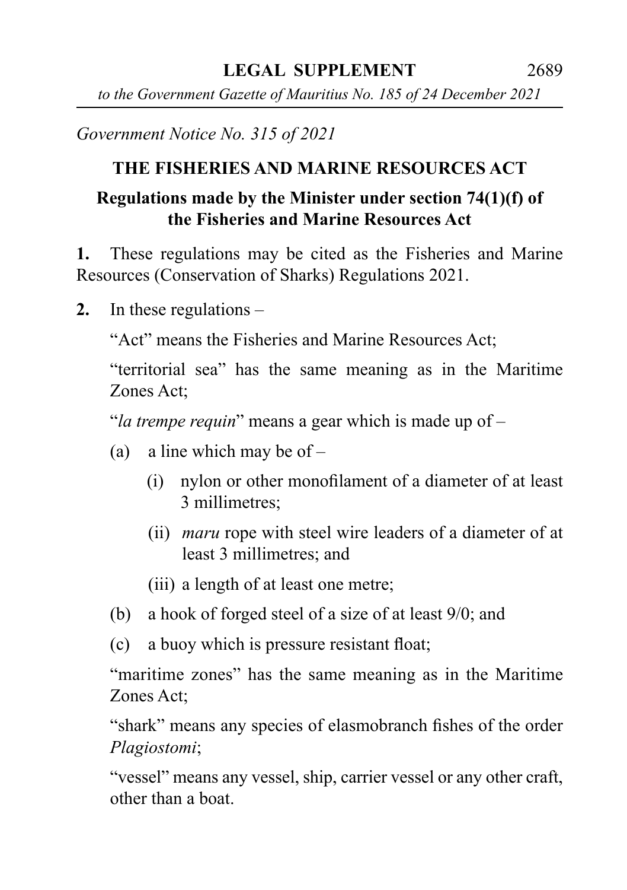Government Notice No. 315 of 2021

## THE FISHERIES AND MARINE RESOURCES ACT

### Regulations made by the Minister under section 74(1)(f) of the Fisheries and Marine Resources Act

**1.** These regulations may be cited as the Fisheries and Marine Resources (Conservation of Sharks) Regulations 2021.

**2.** In these regulations –

"Act" means the Fisheries and Marine Resources Act;

"territorial sea" has the same meaning as in the Maritime Zones Act;

"*la trempe requin*" means a gear which is made up of –

(a) a line which may be of –

(i) nylon or other monofilament of a diameter of at least 3 millimetres;

(ii) *maru* rope with steel wire leaders of a diameter of at least 3 millimetres; and

(iii) a length of at least one metre;

(b) a hook of forged steel of a size of at least 9/0; and

(c) a buoy which is pressure resistant float;

"maritime zones" has the same meaning as in the Maritime Zones Act;

"shark" means any species of elasmobranch fishes of the order *Plagiostomi*;

"vessel" means any vessel, ship, carrier vessel or any other craft, other than a boat.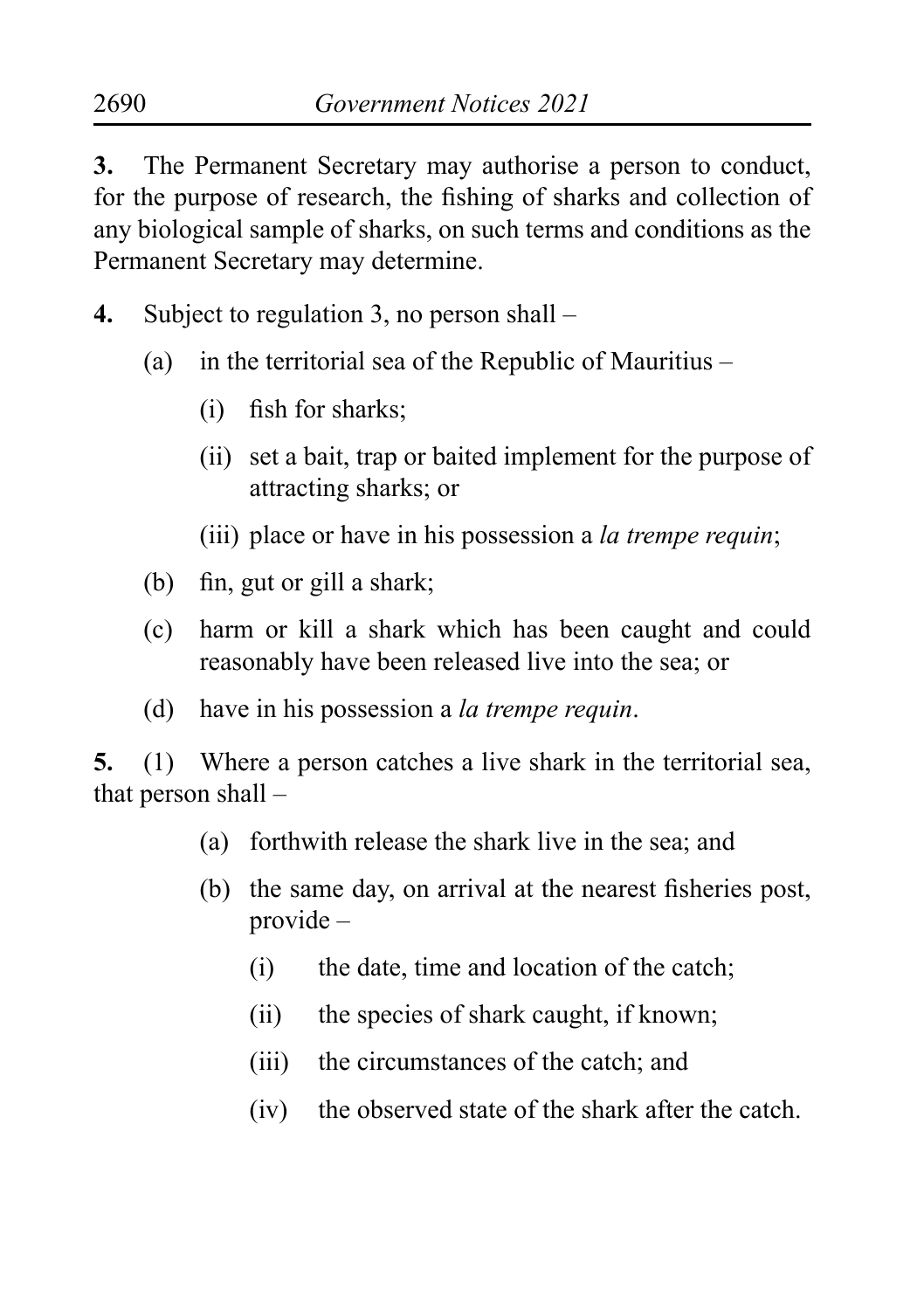**3.** The Permanent Secretary may authorise a person to conduct, for the purpose of research, the fishing of sharks and collection of any biological sample of sharks, on such terms and conditions as the Permanent Secretary may determine.

**4.** Subject to regulation 3, no person shall –

- (a) in the territorial sea of the Republic of Mauritius –
  - (i) fish for sharks;
  - (ii) set a bait, trap or baited implement for the purpose of attracting sharks; or
  - (iii) place or have in his possession a *la trempe requin*;
- (b) fin, gut or gill a shark;
- (c) harm or kill a shark which has been caught and could reasonably have been released live into the sea; or
- (d) have in his possession a *la trempe requin*.

**5.** (1) Where a person catches a live shark in the territorial sea, that person shall –

- (a) forthwith release the shark live in the sea; and
- (b) the same day, on arrival at the nearest fisheries post, provide –
  - (i) the date, time and location of the catch;
  - (ii) the species of shark caught, if known;
  - (iii) the circumstances of the catch; and
  - (iv) the observed state of the shark after the catch.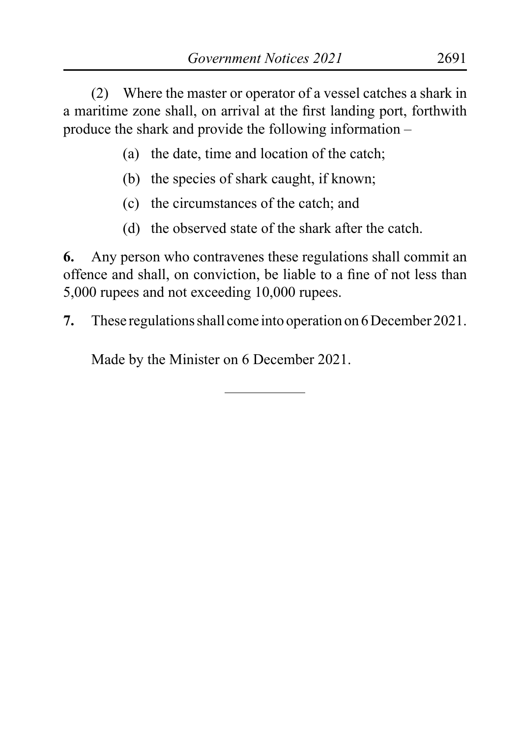(2) Where the master or operator of a vessel catches a shark in a maritime zone shall, on arrival at the first landing port, forthwith produce the shark and provide the following information –

(a) the date, time and location of the catch;

(b) the species of shark caught, if known;

(c) the circumstances of the catch; and

(d) the observed state of the shark after the catch.

**6.** Any person who contravenes these regulations shall commit an offence and shall, on conviction, be liable to a fine of not less than 5,000 rupees and not exceeding 10,000 rupees.

**7.** These regulations shall come into operation on 6 December 2021.

Made by the Minister on 6 December 2021.